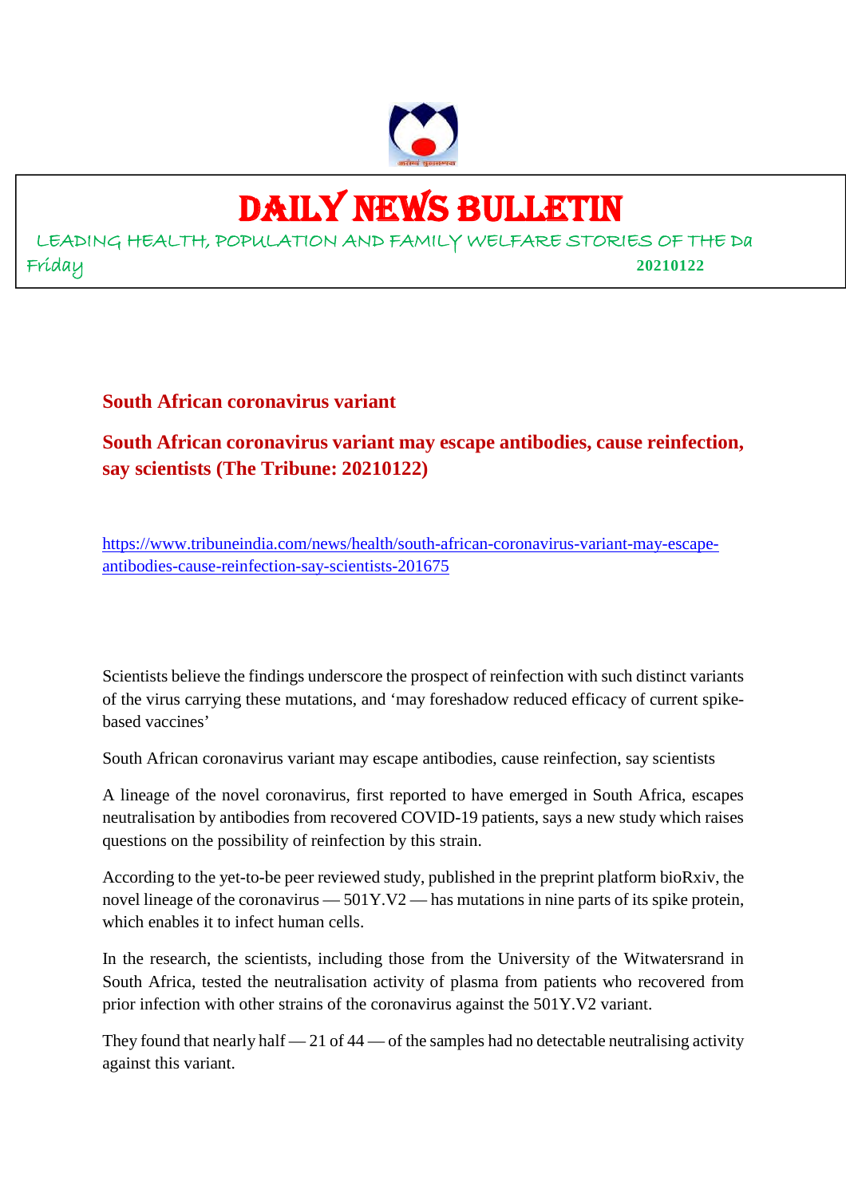# DAILY NEWS BULLETIN

LEADING HEALTH, POPULATION AND FAMILY WELFARE STORIES OF THE Da

Friday 20210122

## South African coronavirus variant

## South African coronavirus variant may escape antibodies, cause reinfection, say scientists (The Tribune: 20210122)

https://www.tribuneindia.com/news/health/south-african-coronavirus-variant-may-escape-antibodies-cause-reinfection-say-scientists-201675

Scientists believe the findings underscore the prospect of reinfection with such distinct variants of the virus carrying these mutations, and 'may foreshadow reduced efficacy of current spike-based vaccines'

South African coronavirus variant may escape antibodies, cause reinfection, say scientists

A lineage of the novel coronavirus, first reported to have emerged in South Africa, escapes neutralisation by antibodies from recovered COVID-19 patients, says a new study which raises questions on the possibility of reinfection by this strain.

According to the yet-to-be peer reviewed study, published in the preprint platform bioRxiv, the novel lineage of the coronavirus — 501Y.V2 — has mutations in nine parts of its spike protein, which enables it to infect human cells.

In the research, the scientists, including those from the University of the Witwatersrand in South Africa, tested the neutralisation activity of plasma from patients who recovered from prior infection with other strains of the coronavirus against the 501Y.V2 variant.

They found that nearly half — 21 of 44 — of the samples had no detectable neutralising activity against this variant.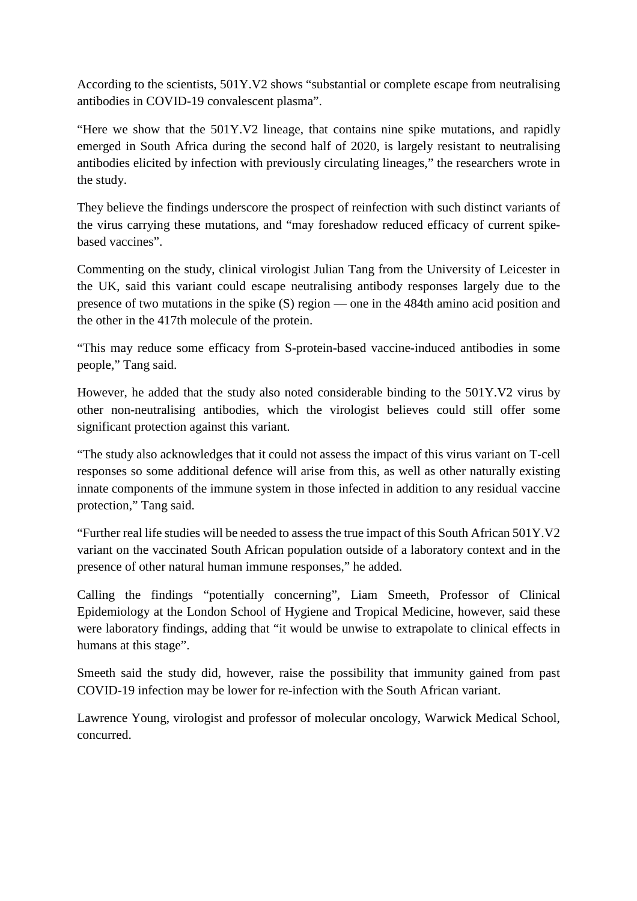According to the scientists, 501Y.V2 shows "substantial or complete escape from neutralising antibodies in COVID-19 convalescent plasma".

"Here we show that the 501Y.V2 lineage, that contains nine spike mutations, and rapidly emerged in South Africa during the second half of 2020, is largely resistant to neutralising antibodies elicited by infection with previously circulating lineages," the researchers wrote in the study.

They believe the findings underscore the prospect of reinfection with such distinct variants of the virus carrying these mutations, and "may foreshadow reduced efficacy of current spike-based vaccines".

Commenting on the study, clinical virologist Julian Tang from the University of Leicester in the UK, said this variant could escape neutralising antibody responses largely due to the presence of two mutations in the spike (S) region — one in the 484th amino acid position and the other in the 417th molecule of the protein.

"This may reduce some efficacy from S-protein-based vaccine-induced antibodies in some people," Tang said.

However, he added that the study also noted considerable binding to the 501Y.V2 virus by other non-neutralising antibodies, which the virologist believes could still offer some significant protection against this variant.

"The study also acknowledges that it could not assess the impact of this virus variant on T-cell responses so some additional defence will arise from this, as well as other naturally existing innate components of the immune system in those infected in addition to any residual vaccine protection," Tang said.

"Further real life studies will be needed to assess the true impact of this South African 501Y.V2 variant on the vaccinated South African population outside of a laboratory context and in the presence of other natural human immune responses," he added.

Calling the findings "potentially concerning", Liam Smeeth, Professor of Clinical Epidemiology at the London School of Hygiene and Tropical Medicine, however, said these were laboratory findings, adding that "it would be unwise to extrapolate to clinical effects in humans at this stage".

Smeeth said the study did, however, raise the possibility that immunity gained from past COVID-19 infection may be lower for re-infection with the South African variant.

Lawrence Young, virologist and professor of molecular oncology, Warwick Medical School, concurred.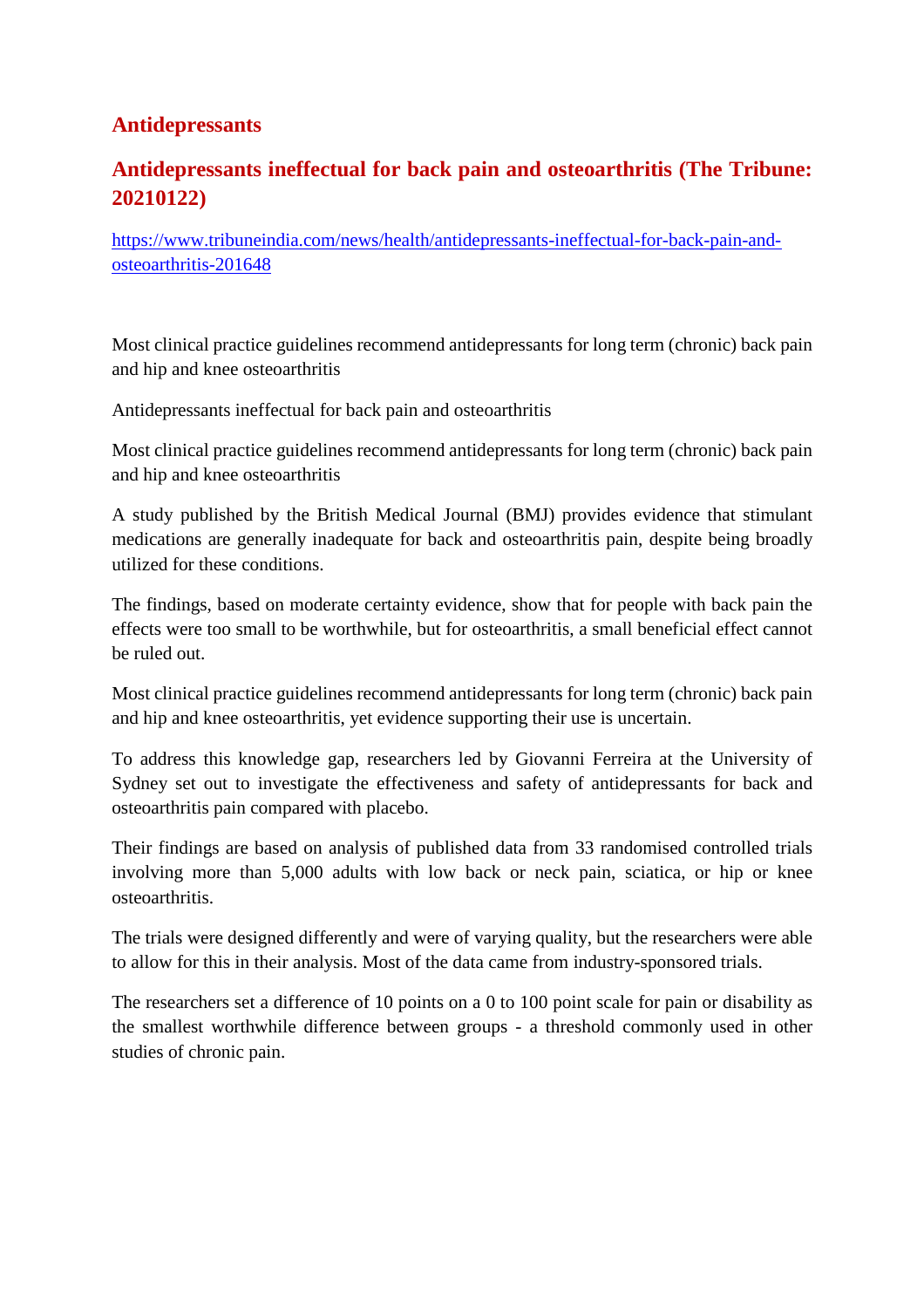# Antidepressants

## Antidepressants ineffectual for back pain and osteoarthritis (The Tribune: 20210122)

[https://www.tribuneindia.com/news/health/antidepressants-ineffectual-for-back-pain-and-osteoarthritis-201648](https://www.tribuneindia.com/news/health/antidepressants-ineffectual-for-back-pain-and-osteoarthritis-201648)

Most clinical practice guidelines recommend antidepressants for long term (chronic) back pain and hip and knee osteoarthritis

Antidepressants ineffectual for back pain and osteoarthritis

Most clinical practice guidelines recommend antidepressants for long term (chronic) back pain and hip and knee osteoarthritis

A study published by the British Medical Journal (BMJ) provides evidence that stimulant medications are generally inadequate for back and osteoarthritis pain, despite being broadly utilized for these conditions.

The findings, based on moderate certainty evidence, show that for people with back pain the effects were too small to be worthwhile, but for osteoarthritis, a small beneficial effect cannot be ruled out.

Most clinical practice guidelines recommend antidepressants for long term (chronic) back pain and hip and knee osteoarthritis, yet evidence supporting their use is uncertain.

To address this knowledge gap, researchers led by Giovanni Ferreira at the University of Sydney set out to investigate the effectiveness and safety of antidepressants for back and osteoarthritis pain compared with placebo.

Their findings are based on analysis of published data from 33 randomised controlled trials involving more than 5,000 adults with low back or neck pain, sciatica, or hip or knee osteoarthritis.

The trials were designed differently and were of varying quality, but the researchers were able to allow for this in their analysis. Most of the data came from industry-sponsored trials.

The researchers set a difference of 10 points on a 0 to 100 point scale for pain or disability as the smallest worthwhile difference between groups - a threshold commonly used in other studies of chronic pain.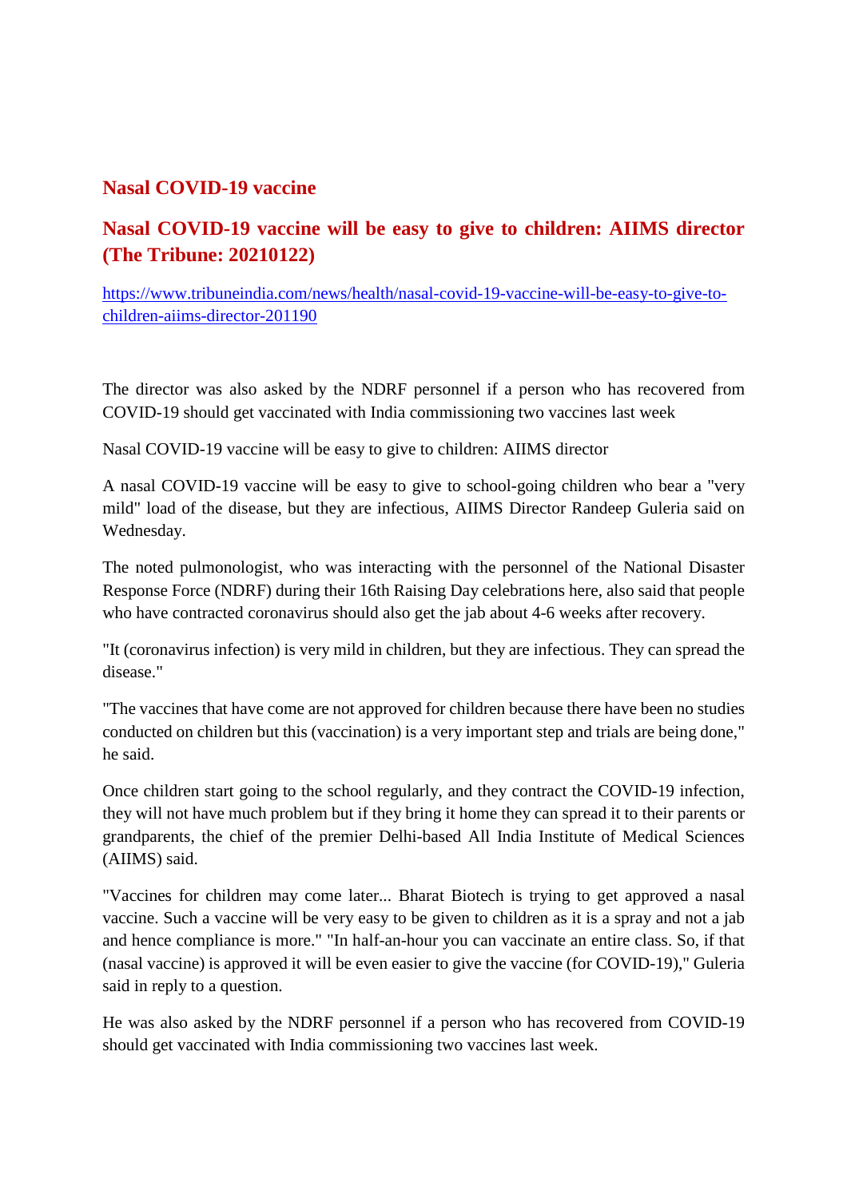## Nasal COVID-19 vaccine

## Nasal COVID-19 vaccine will be easy to give to children: AIIMS director (The Tribune: 20210122)

https://www.tribuneindia.com/news/health/nasal-covid-19-vaccine-will-be-easy-to-give-to-children-aiims-director-201190

The director was also asked by the NDRF personnel if a person who has recovered from COVID-19 should get vaccinated with India commissioning two vaccines last week

Nasal COVID-19 vaccine will be easy to give to children: AIIMS director

A nasal COVID-19 vaccine will be easy to give to school-going children who bear a "very mild" load of the disease, but they are infectious, AIIMS Director Randeep Guleria said on Wednesday.

The noted pulmonologist, who was interacting with the personnel of the National Disaster Response Force (NDRF) during their 16th Raising Day celebrations here, also said that people who have contracted coronavirus should also get the jab about 4-6 weeks after recovery.

"It (coronavirus infection) is very mild in children, but they are infectious. They can spread the disease."

"The vaccines that have come are not approved for children because there have been no studies conducted on children but this (vaccination) is a very important step and trials are being done," he said.

Once children start going to the school regularly, and they contract the COVID-19 infection, they will not have much problem but if they bring it home they can spread it to their parents or grandparents, the chief of the premier Delhi-based All India Institute of Medical Sciences (AIIMS) said.

"Vaccines for children may come later... Bharat Biotech is trying to get approved a nasal vaccine. Such a vaccine will be very easy to be given to children as it is a spray and not a jab and hence compliance is more." "In half-an-hour you can vaccinate an entire class. So, if that (nasal vaccine) is approved it will be even easier to give the vaccine (for COVID-19)," Guleria said in reply to a question.

He was also asked by the NDRF personnel if a person who has recovered from COVID-19 should get vaccinated with India commissioning two vaccines last week.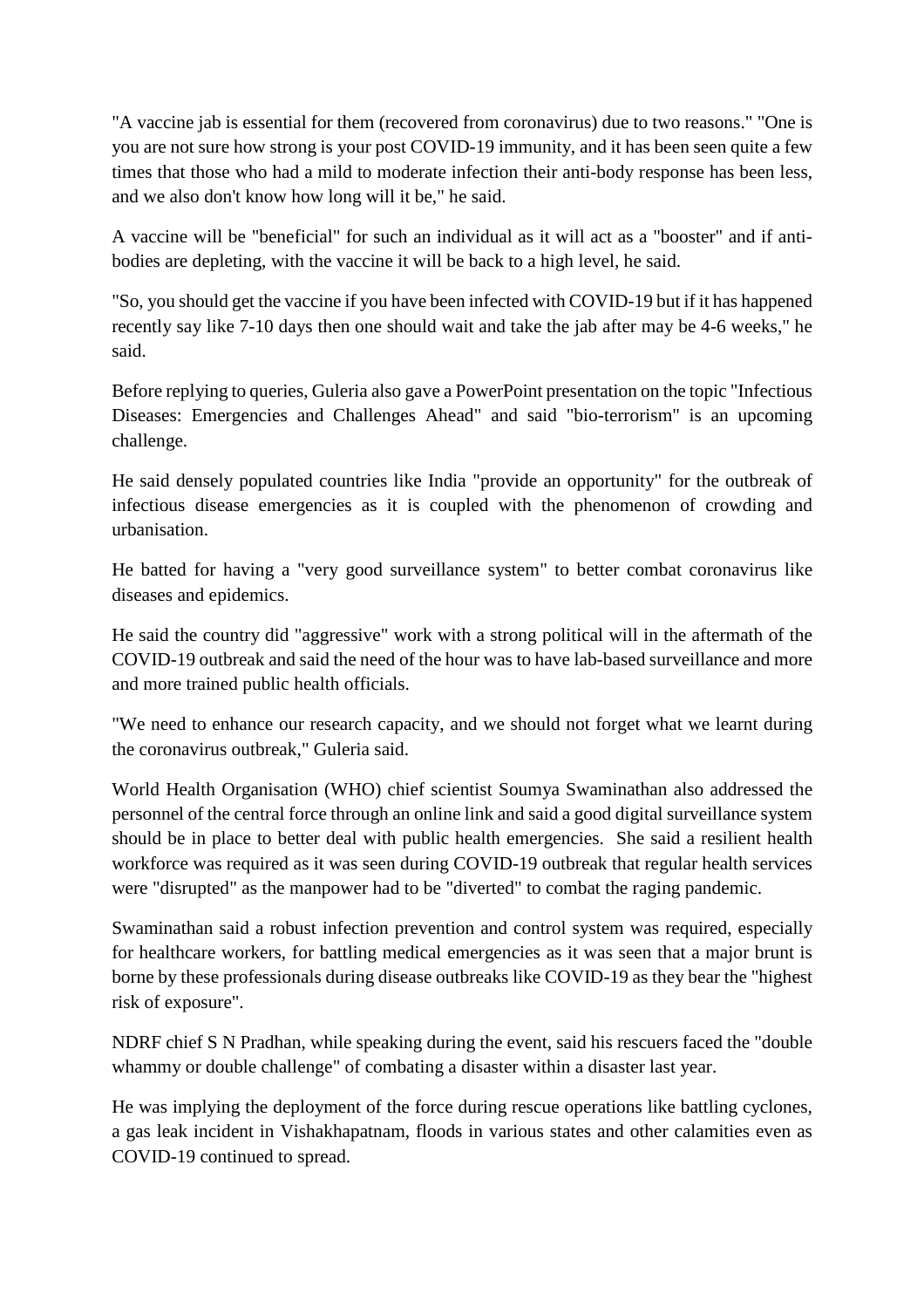"A vaccine jab is essential for them (recovered from coronavirus) due to two reasons." "One is you are not sure how strong is your post COVID-19 immunity, and it has been seen quite a few times that those who had a mild to moderate infection their anti-body response has been less, and we also don't know how long will it be," he said.

A vaccine will be "beneficial" for such an individual as it will act as a "booster" and if anti-bodies are depleting, with the vaccine it will be back to a high level, he said.

"So, you should get the vaccine if you have been infected with COVID-19 but if it has happened recently say like 7-10 days then one should wait and take the jab after may be 4-6 weeks," he said.

Before replying to queries, Guleria also gave a PowerPoint presentation on the topic "Infectious Diseases: Emergencies and Challenges Ahead" and said "bio-terrorism" is an upcoming challenge.

He said densely populated countries like India "provide an opportunity" for the outbreak of infectious disease emergencies as it is coupled with the phenomenon of crowding and urbanisation.

He batted for having a "very good surveillance system" to better combat coronavirus like diseases and epidemics.

He said the country did "aggressive" work with a strong political will in the aftermath of the COVID-19 outbreak and said the need of the hour was to have lab-based surveillance and more and more trained public health officials.

"We need to enhance our research capacity, and we should not forget what we learnt during the coronavirus outbreak," Guleria said.

World Health Organisation (WHO) chief scientist Soumya Swaminathan also addressed the personnel of the central force through an online link and said a good digital surveillance system should be in place to better deal with public health emergencies. She said a resilient health workforce was required as it was seen during COVID-19 outbreak that regular health services were "disrupted" as the manpower had to be "diverted" to combat the raging pandemic.

Swaminathan said a robust infection prevention and control system was required, especially for healthcare workers, for battling medical emergencies as it was seen that a major brunt is borne by these professionals during disease outbreaks like COVID-19 as they bear the "highest risk of exposure".

NDRF chief S N Pradhan, while speaking during the event, said his rescuers faced the "double whammy or double challenge" of combating a disaster within a disaster last year.

He was implying the deployment of the force during rescue operations like battling cyclones, a gas leak incident in Vishakhapatnam, floods in various states and other calamities even as COVID-19 continued to spread.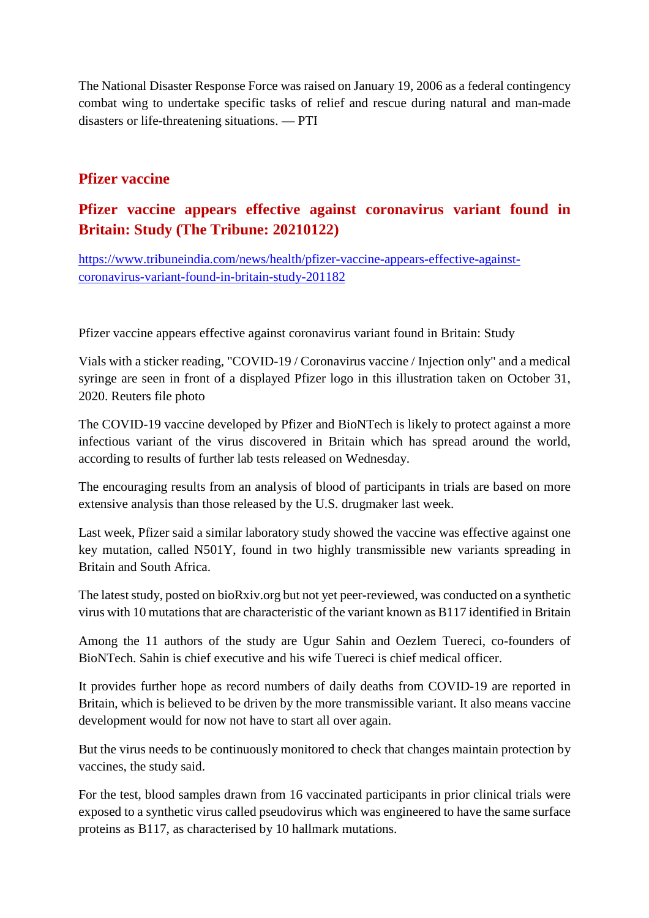The National Disaster Response Force was raised on January 19, 2006 as a federal contingency combat wing to undertake specific tasks of relief and rescue during natural and man-made disasters or life-threatening situations. — PTI

## Pfizer vaccine

## Pfizer vaccine appears effective against coronavirus variant found in Britain: Study (The Tribune: 20210122)

https://www.tribuneindia.com/news/health/pfizer-vaccine-appears-effective-against-coronavirus-variant-found-in-britain-study-201182

Pfizer vaccine appears effective against coronavirus variant found in Britain: Study

Vials with a sticker reading, "COVID-19 / Coronavirus vaccine / Injection only" and a medical syringe are seen in front of a displayed Pfizer logo in this illustration taken on October 31, 2020. Reuters file photo

The COVID-19 vaccine developed by Pfizer and BioNTech is likely to protect against a more infectious variant of the virus discovered in Britain which has spread around the world, according to results of further lab tests released on Wednesday.

The encouraging results from an analysis of blood of participants in trials are based on more extensive analysis than those released by the U.S. drugmaker last week.

Last week, Pfizer said a similar laboratory study showed the vaccine was effective against one key mutation, called N501Y, found in two highly transmissible new variants spreading in Britain and South Africa.

The latest study, posted on bioRxiv.org but not yet peer-reviewed, was conducted on a synthetic virus with 10 mutations that are characteristic of the variant known as B117 identified in Britain

Among the 11 authors of the study are Ugur Sahin and Oezlem Tuereci, co-founders of BioNTech. Sahin is chief executive and his wife Tuereci is chief medical officer.

It provides further hope as record numbers of daily deaths from COVID-19 are reported in Britain, which is believed to be driven by the more transmissible variant. It also means vaccine development would for now not have to start all over again.

But the virus needs to be continuously monitored to check that changes maintain protection by vaccines, the study said.

For the test, blood samples drawn from 16 vaccinated participants in prior clinical trials were exposed to a synthetic virus called pseudovirus which was engineered to have the same surface proteins as B117, as characterised by 10 hallmark mutations.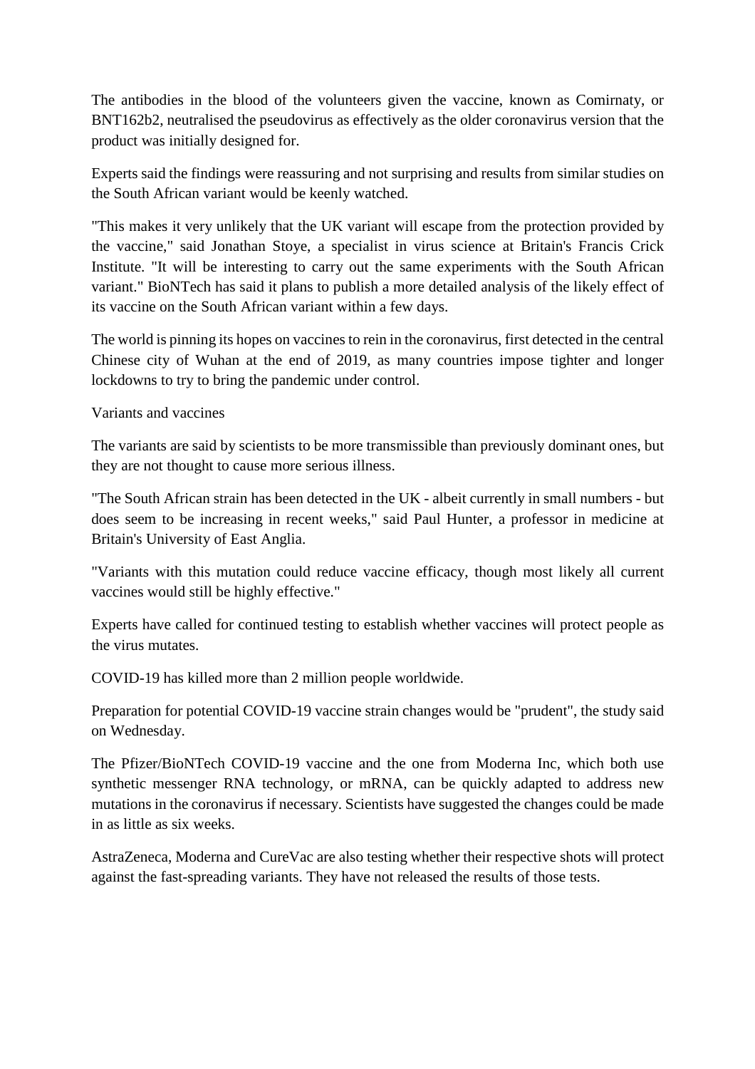The antibodies in the blood of the volunteers given the vaccine, known as Comirnaty, or BNT162b2, neutralised the pseudovirus as effectively as the older coronavirus version that the product was initially designed for.

Experts said the findings were reassuring and not surprising and results from similar studies on the South African variant would be keenly watched.

"This makes it very unlikely that the UK variant will escape from the protection provided by the vaccine," said Jonathan Stoye, a specialist in virus science at Britain's Francis Crick Institute. "It will be interesting to carry out the same experiments with the South African variant." BioNTech has said it plans to publish a more detailed analysis of the likely effect of its vaccine on the South African variant within a few days.

The world is pinning its hopes on vaccines to rein in the coronavirus, first detected in the central Chinese city of Wuhan at the end of 2019, as many countries impose tighter and longer lockdowns to try to bring the pandemic under control.

Variants and vaccines

The variants are said by scientists to be more transmissible than previously dominant ones, but they are not thought to cause more serious illness.

"The South African strain has been detected in the UK - albeit currently in small numbers - but does seem to be increasing in recent weeks," said Paul Hunter, a professor in medicine at Britain's University of East Anglia.

"Variants with this mutation could reduce vaccine efficacy, though most likely all current vaccines would still be highly effective."

Experts have called for continued testing to establish whether vaccines will protect people as the virus mutates.

COVID-19 has killed more than 2 million people worldwide.

Preparation for potential COVID-19 vaccine strain changes would be "prudent", the study said on Wednesday.

The Pfizer/BioNTech COVID-19 vaccine and the one from Moderna Inc, which both use synthetic messenger RNA technology, or mRNA, can be quickly adapted to address new mutations in the coronavirus if necessary. Scientists have suggested the changes could be made in as little as six weeks.

AstraZeneca, Moderna and CureVac are also testing whether their respective shots will protect against the fast-spreading variants. They have not released the results of those tests.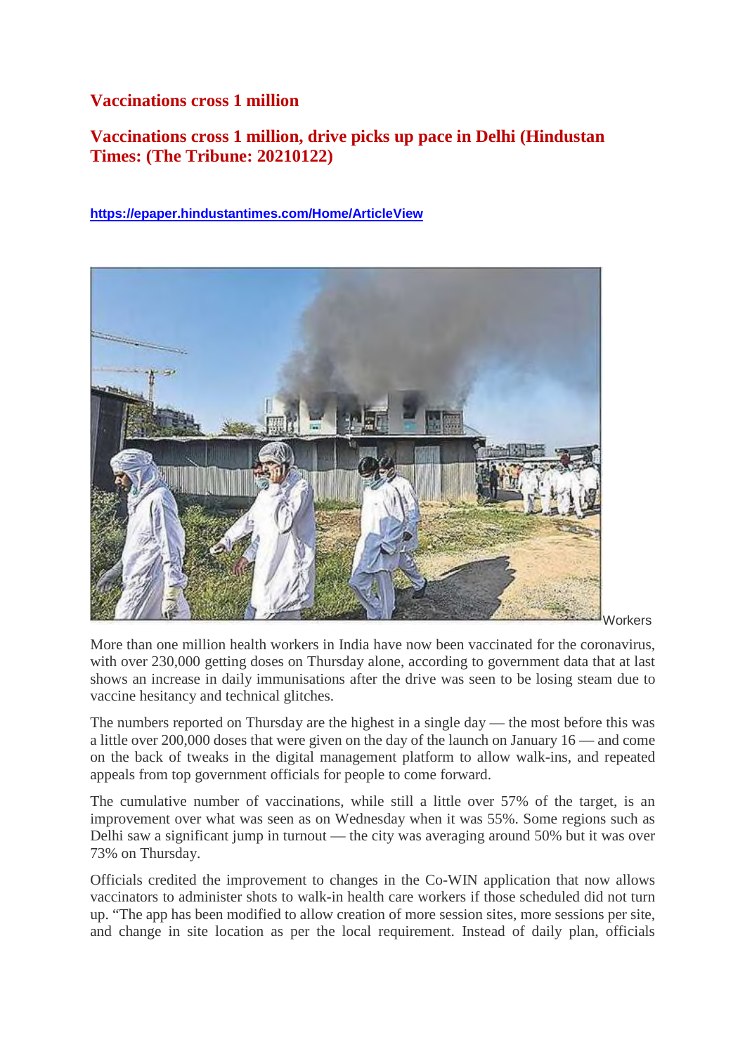## Vaccinations cross 1 million

## Vaccinations cross 1 million, drive picks up pace in Delhi (Hindustan Times: (The Tribune: 20210122)

https://epaper.hindustantimes.com/Home/ArticleView

Workers

More than one million health workers in India have now been vaccinated for the coronavirus, with over 230,000 getting doses on Thursday alone, according to government data that at last shows an increase in daily immunisations after the drive was seen to be losing steam due to vaccine hesitancy and technical glitches.

The numbers reported on Thursday are the highest in a single day — the most before this was a little over 200,000 doses that were given on the day of the launch on January 16 — and come on the back of tweaks in the digital management platform to allow walk-ins, and repeated appeals from top government officials for people to come forward.

The cumulative number of vaccinations, while still a little over 57% of the target, is an improvement over what was seen as on Wednesday when it was 55%. Some regions such as Delhi saw a significant jump in turnout — the city was averaging around 50% but it was over 73% on Thursday.

Officials credited the improvement to changes in the Co-WIN application that now allows vaccinators to administer shots to walk-in health care workers if those scheduled did not turn up. "The app has been modified to allow creation of more session sites, more sessions per site, and change in site location as per the local requirement. Instead of daily plan, officials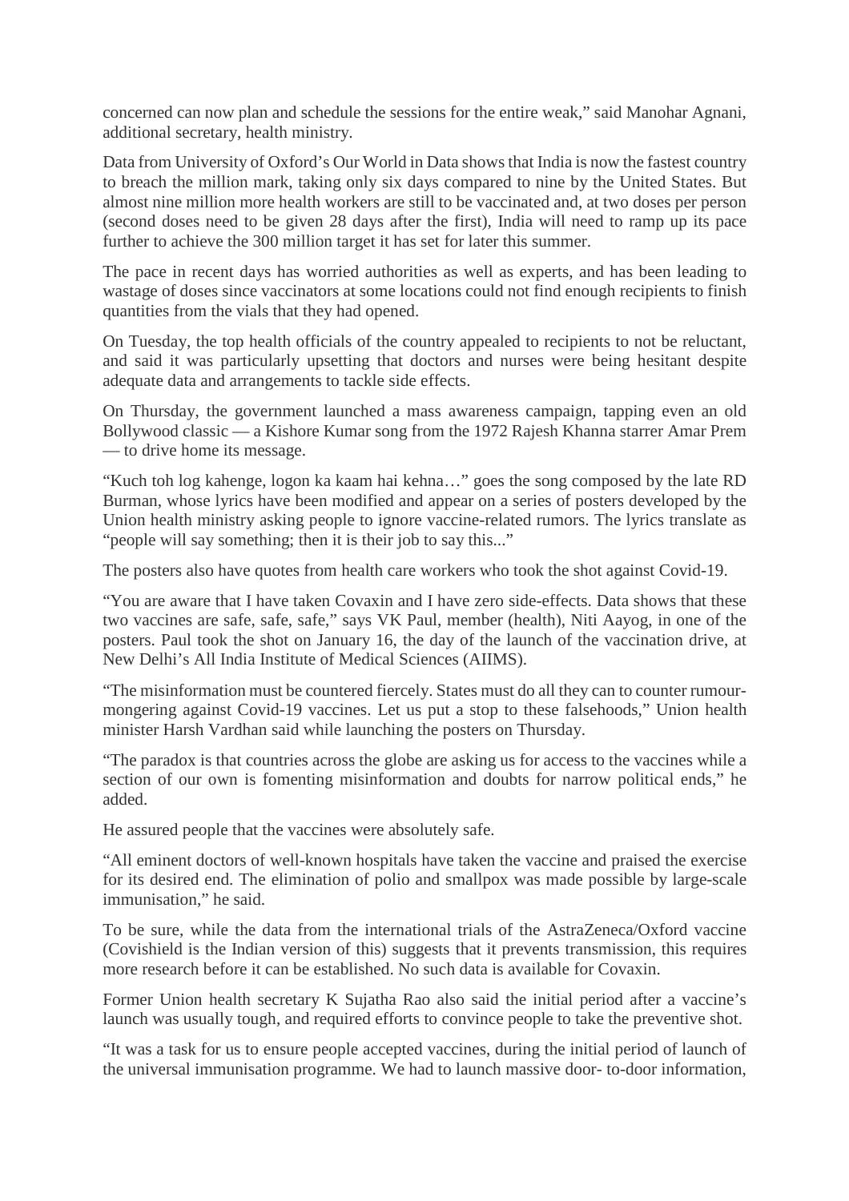concerned can now plan and schedule the sessions for the entire weak," said Manohar Agnani, additional secretary, health ministry.

Data from University of Oxford's Our World in Data shows that India is now the fastest country to breach the million mark, taking only six days compared to nine by the United States. But almost nine million more health workers are still to be vaccinated and, at two doses per person (second doses need to be given 28 days after the first), India will need to ramp up its pace further to achieve the 300 million target it has set for later this summer.

The pace in recent days has worried authorities as well as experts, and has been leading to wastage of doses since vaccinators at some locations could not find enough recipients to finish quantities from the vials that they had opened.

On Tuesday, the top health officials of the country appealed to recipients to not be reluctant, and said it was particularly upsetting that doctors and nurses were being hesitant despite adequate data and arrangements to tackle side effects.

On Thursday, the government launched a mass awareness campaign, tapping even an old Bollywood classic — a Kishore Kumar song from the 1972 Rajesh Khanna starrer Amar Prem — to drive home its message.

"Kuch toh log kahenge, logon ka kaam hai kehna…" goes the song composed by the late RD Burman, whose lyrics have been modified and appear on a series of posters developed by the Union health ministry asking people to ignore vaccine-related rumors. The lyrics translate as "people will say something; then it is their job to say this..."

The posters also have quotes from health care workers who took the shot against Covid-19.

"You are aware that I have taken Covaxin and I have zero side-effects. Data shows that these two vaccines are safe, safe, safe," says VK Paul, member (health), Niti Aayog, in one of the posters. Paul took the shot on January 16, the day of the launch of the vaccination drive, at New Delhi's All India Institute of Medical Sciences (AIIMS).

"The misinformation must be countered fiercely. States must do all they can to counter rumour-mongering against Covid-19 vaccines. Let us put a stop to these falsehoods," Union health minister Harsh Vardhan said while launching the posters on Thursday.

"The paradox is that countries across the globe are asking us for access to the vaccines while a section of our own is fomenting misinformation and doubts for narrow political ends," he added.

He assured people that the vaccines were absolutely safe.

"All eminent doctors of well-known hospitals have taken the vaccine and praised the exercise for its desired end. The elimination of polio and smallpox was made possible by large-scale immunisation," he said.

To be sure, while the data from the international trials of the AstraZeneca/Oxford vaccine (Covishield is the Indian version of this) suggests that it prevents transmission, this requires more research before it can be established. No such data is available for Covaxin.

Former Union health secretary K Sujatha Rao also said the initial period after a vaccine's launch was usually tough, and required efforts to convince people to take the preventive shot.

"It was a task for us to ensure people accepted vaccines, during the initial period of launch of the universal immunisation programme. We had to launch massive door- to-door information,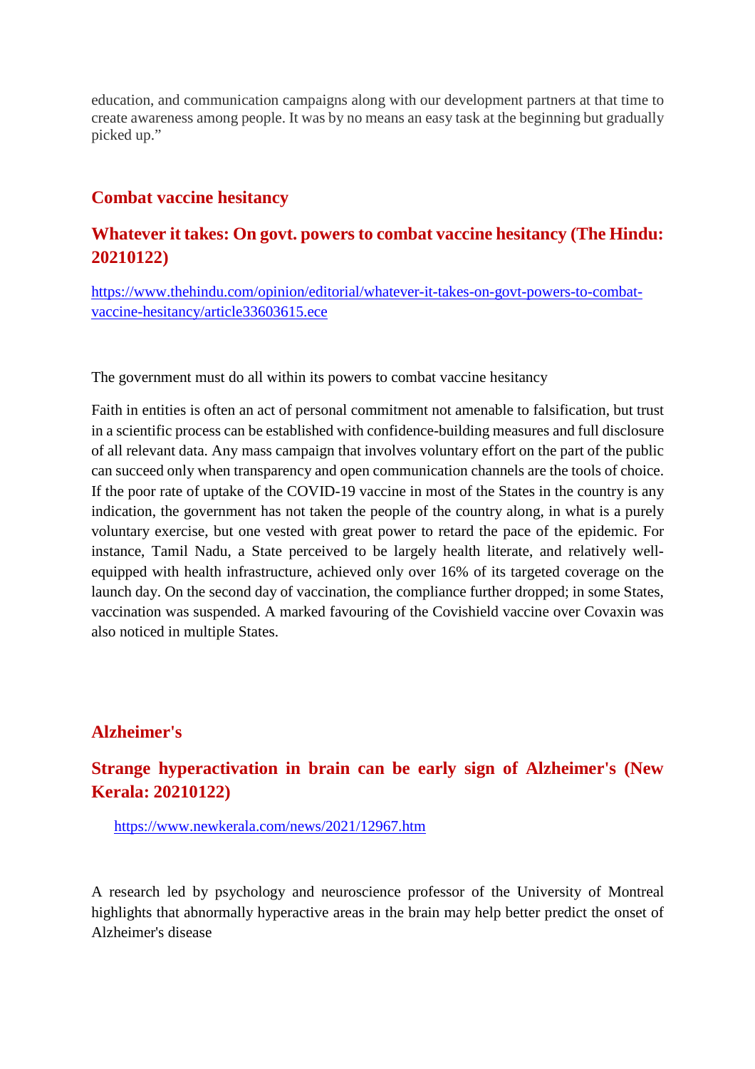education, and communication campaigns along with our development partners at that time to create awareness among people. It was by no means an easy task at the beginning but gradually picked up."

## Combat vaccine hesitancy

### Whatever it takes: On govt. powers to combat vaccine hesitancy (The Hindu: 20210122)

https://www.thehindu.com/opinion/editorial/whatever-it-takes-on-govt-powers-to-combat-vaccine-hesitancy/article33603615.ece

The government must do all within its powers to combat vaccine hesitancy

Faith in entities is often an act of personal commitment not amenable to falsification, but trust in a scientific process can be established with confidence-building measures and full disclosure of all relevant data. Any mass campaign that involves voluntary effort on the part of the public can succeed only when transparency and open communication channels are the tools of choice. If the poor rate of uptake of the COVID-19 vaccine in most of the States in the country is any indication, the government has not taken the people of the country along, in what is a purely voluntary exercise, but one vested with great power to retard the pace of the epidemic. For instance, Tamil Nadu, a State perceived to be largely health literate, and relatively well-equipped with health infrastructure, achieved only over 16% of its targeted coverage on the launch day. On the second day of vaccination, the compliance further dropped; in some States, vaccination was suspended. A marked favouring of the Covishield vaccine over Covaxin was also noticed in multiple States.

## Alzheimer's

### Strange hyperactivation in brain can be early sign of Alzheimer's (New Kerala: 20210122)

https://www.newkerala.com/news/2021/12967.htm

A research led by psychology and neuroscience professor of the University of Montreal highlights that abnormally hyperactive areas in the brain may help better predict the onset of Alzheimer's disease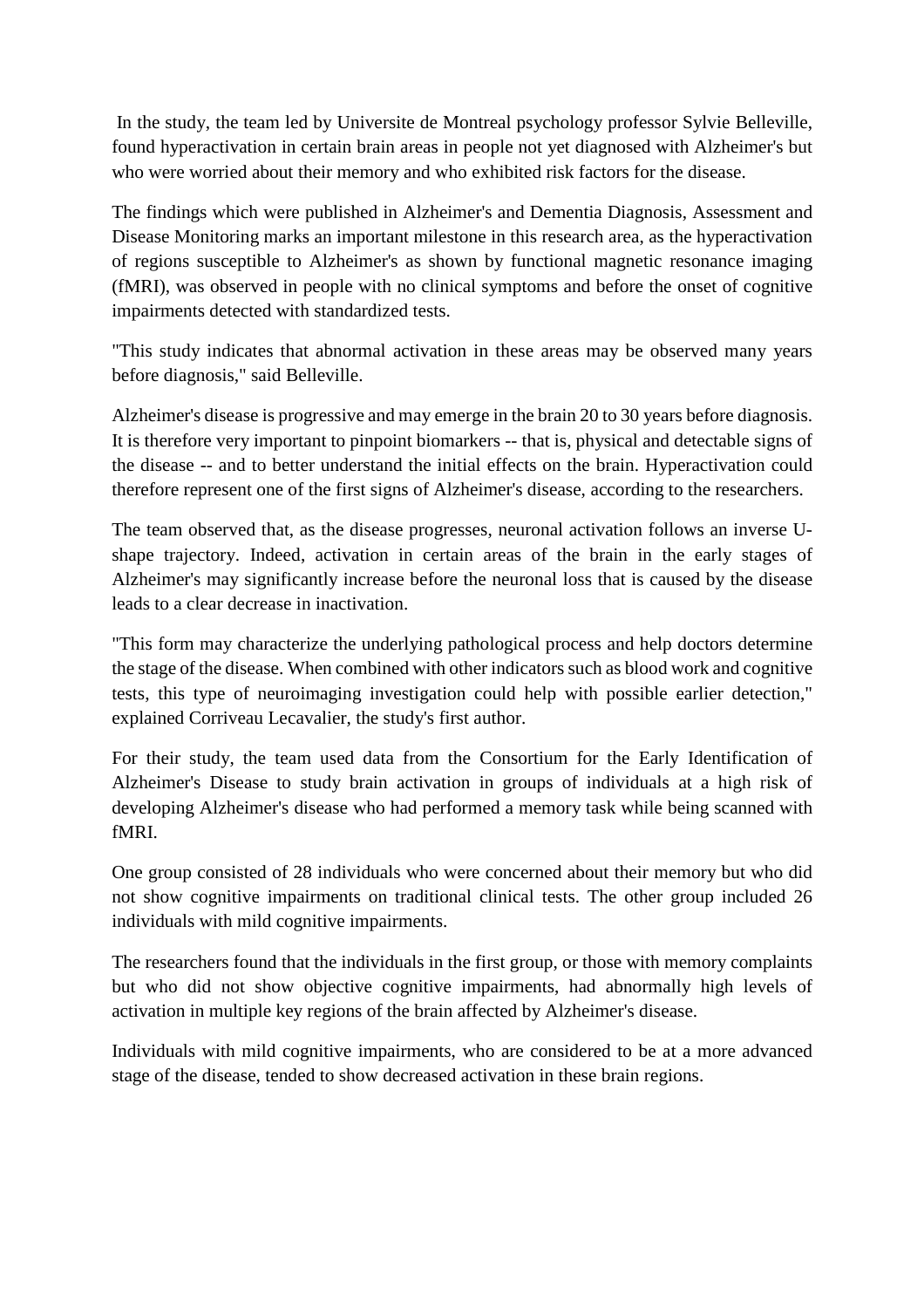In the study, the team led by Universite de Montreal psychology professor Sylvie Belleville, found hyperactivation in certain brain areas in people not yet diagnosed with Alzheimer's but who were worried about their memory and who exhibited risk factors for the disease.

The findings which were published in Alzheimer's and Dementia Diagnosis, Assessment and Disease Monitoring marks an important milestone in this research area, as the hyperactivation of regions susceptible to Alzheimer's as shown by functional magnetic resonance imaging (fMRI), was observed in people with no clinical symptoms and before the onset of cognitive impairments detected with standardized tests.

"This study indicates that abnormal activation in these areas may be observed many years before diagnosis," said Belleville.

Alzheimer's disease is progressive and may emerge in the brain 20 to 30 years before diagnosis. It is therefore very important to pinpoint biomarkers -- that is, physical and detectable signs of the disease -- and to better understand the initial effects on the brain. Hyperactivation could therefore represent one of the first signs of Alzheimer's disease, according to the researchers.

The team observed that, as the disease progresses, neuronal activation follows an inverse U-shape trajectory. Indeed, activation in certain areas of the brain in the early stages of Alzheimer's may significantly increase before the neuronal loss that is caused by the disease leads to a clear decrease in inactivation.

"This form may characterize the underlying pathological process and help doctors determine the stage of the disease. When combined with other indicators such as blood work and cognitive tests, this type of neuroimaging investigation could help with possible earlier detection," explained Corriveau Lecavalier, the study's first author.

For their study, the team used data from the Consortium for the Early Identification of Alzheimer's Disease to study brain activation in groups of individuals at a high risk of developing Alzheimer's disease who had performed a memory task while being scanned with fMRI.

One group consisted of 28 individuals who were concerned about their memory but who did not show cognitive impairments on traditional clinical tests. The other group included 26 individuals with mild cognitive impairments.

The researchers found that the individuals in the first group, or those with memory complaints but who did not show objective cognitive impairments, had abnormally high levels of activation in multiple key regions of the brain affected by Alzheimer's disease.

Individuals with mild cognitive impairments, who are considered to be at a more advanced stage of the disease, tended to show decreased activation in these brain regions.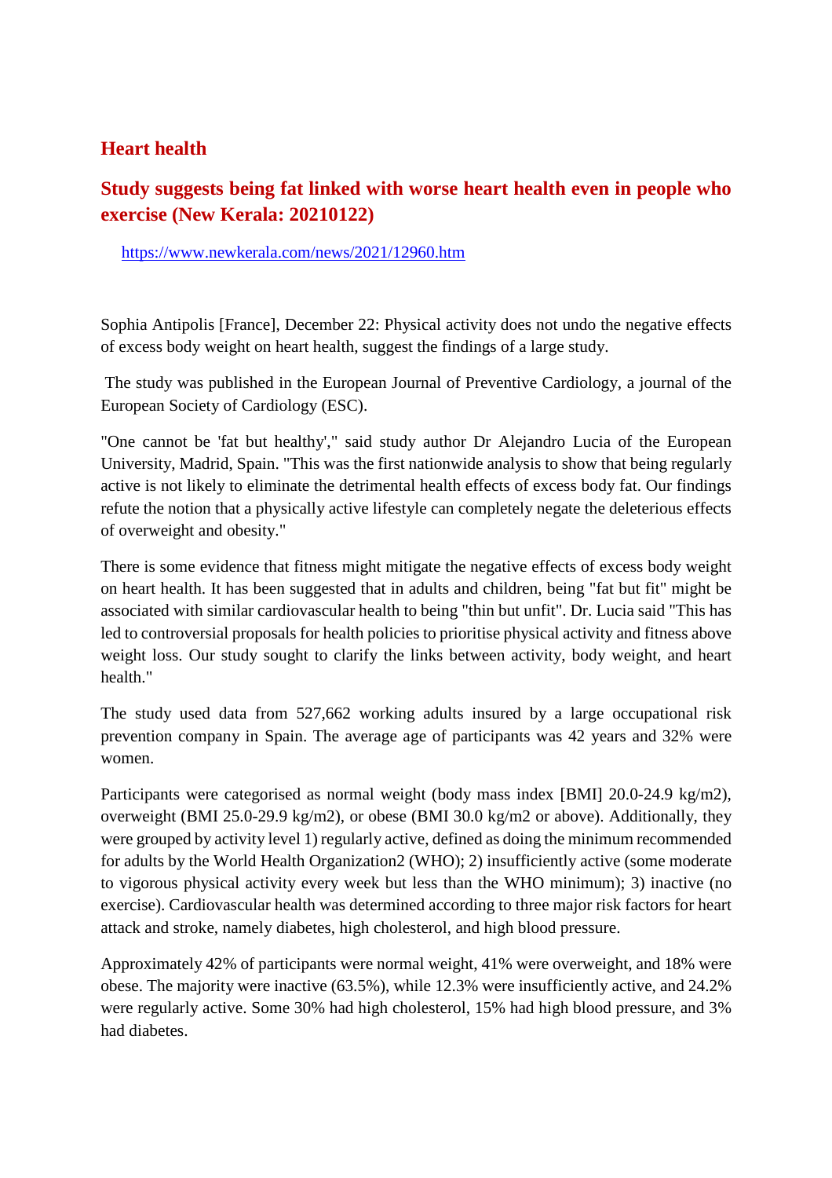## Heart health

### Study suggests being fat linked with worse heart health even in people who exercise (New Kerala: 20210122)

https://www.newkerala.com/news/2021/12960.htm

Sophia Antipolis [France], December 22: Physical activity does not undo the negative effects of excess body weight on heart health, suggest the findings of a large study.

The study was published in the European Journal of Preventive Cardiology, a journal of the European Society of Cardiology (ESC).

"One cannot be 'fat but healthy'," said study author Dr Alejandro Lucia of the European University, Madrid, Spain. "This was the first nationwide analysis to show that being regularly active is not likely to eliminate the detrimental health effects of excess body fat. Our findings refute the notion that a physically active lifestyle can completely negate the deleterious effects of overweight and obesity."

There is some evidence that fitness might mitigate the negative effects of excess body weight on heart health. It has been suggested that in adults and children, being "fat but fit" might be associated with similar cardiovascular health to being "thin but unfit". Dr. Lucia said "This has led to controversial proposals for health policies to prioritise physical activity and fitness above weight loss. Our study sought to clarify the links between activity, body weight, and heart health."

The study used data from 527,662 working adults insured by a large occupational risk prevention company in Spain. The average age of participants was 42 years and 32% were women.

Participants were categorised as normal weight (body mass index [BMI] 20.0-24.9 kg/m2), overweight (BMI 25.0-29.9 kg/m2), or obese (BMI 30.0 kg/m2 or above). Additionally, they were grouped by activity level 1) regularly active, defined as doing the minimum recommended for adults by the World Health Organization2 (WHO); 2) insufficiently active (some moderate to vigorous physical activity every week but less than the WHO minimum); 3) inactive (no exercise). Cardiovascular health was determined according to three major risk factors for heart attack and stroke, namely diabetes, high cholesterol, and high blood pressure.

Approximately 42% of participants were normal weight, 41% were overweight, and 18% were obese. The majority were inactive (63.5%), while 12.3% were insufficiently active, and 24.2% were regularly active. Some 30% had high cholesterol, 15% had high blood pressure, and 3% had diabetes.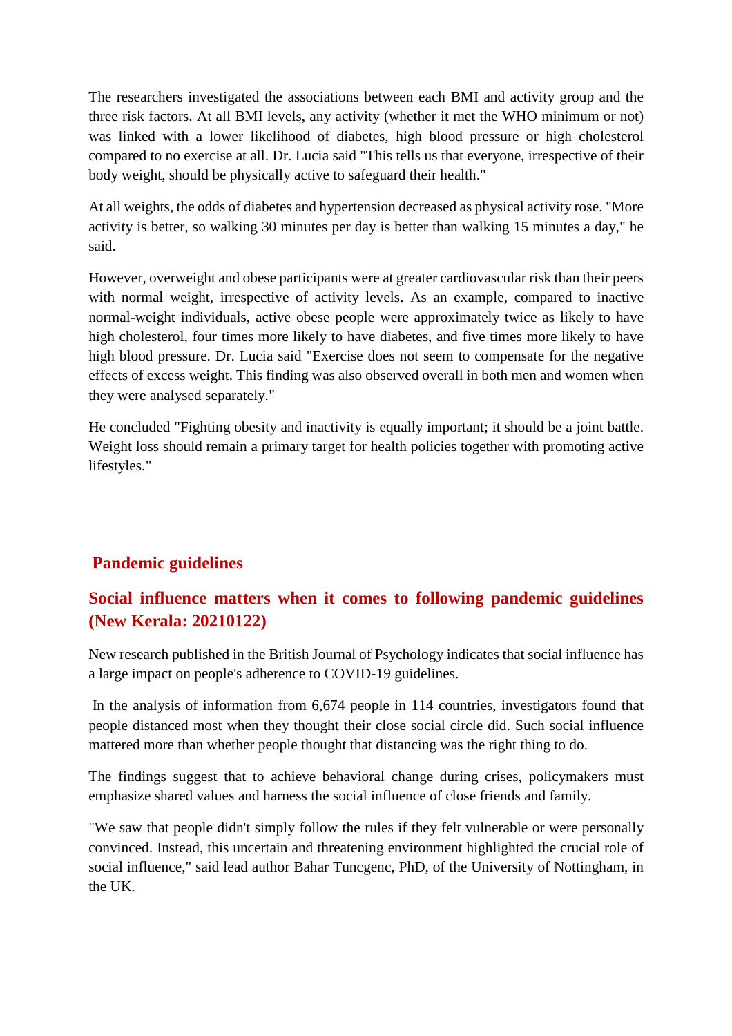The researchers investigated the associations between each BMI and activity group and the three risk factors. At all BMI levels, any activity (whether it met the WHO minimum or not) was linked with a lower likelihood of diabetes, high blood pressure or high cholesterol compared to no exercise at all. Dr. Lucia said "This tells us that everyone, irrespective of their body weight, should be physically active to safeguard their health."

At all weights, the odds of diabetes and hypertension decreased as physical activity rose. "More activity is better, so walking 30 minutes per day is better than walking 15 minutes a day," he said.

However, overweight and obese participants were at greater cardiovascular risk than their peers with normal weight, irrespective of activity levels. As an example, compared to inactive normal-weight individuals, active obese people were approximately twice as likely to have high cholesterol, four times more likely to have diabetes, and five times more likely to have high blood pressure. Dr. Lucia said "Exercise does not seem to compensate for the negative effects of excess weight. This finding was also observed overall in both men and women when they were analysed separately."

He concluded "Fighting obesity and inactivity is equally important; it should be a joint battle. Weight loss should remain a primary target for health policies together with promoting active lifestyles."

## Pandemic guidelines

### Social influence matters when it comes to following pandemic guidelines (New Kerala: 20210122)

New research published in the British Journal of Psychology indicates that social influence has a large impact on people's adherence to COVID-19 guidelines.

In the analysis of information from 6,674 people in 114 countries, investigators found that people distanced most when they thought their close social circle did. Such social influence mattered more than whether people thought that distancing was the right thing to do.

The findings suggest that to achieve behavioral change during crises, policymakers must emphasize shared values and harness the social influence of close friends and family.

"We saw that people didn't simply follow the rules if they felt vulnerable or were personally convinced. Instead, this uncertain and threatening environment highlighted the crucial role of social influence," said lead author Bahar Tuncgenc, PhD, of the University of Nottingham, in the UK.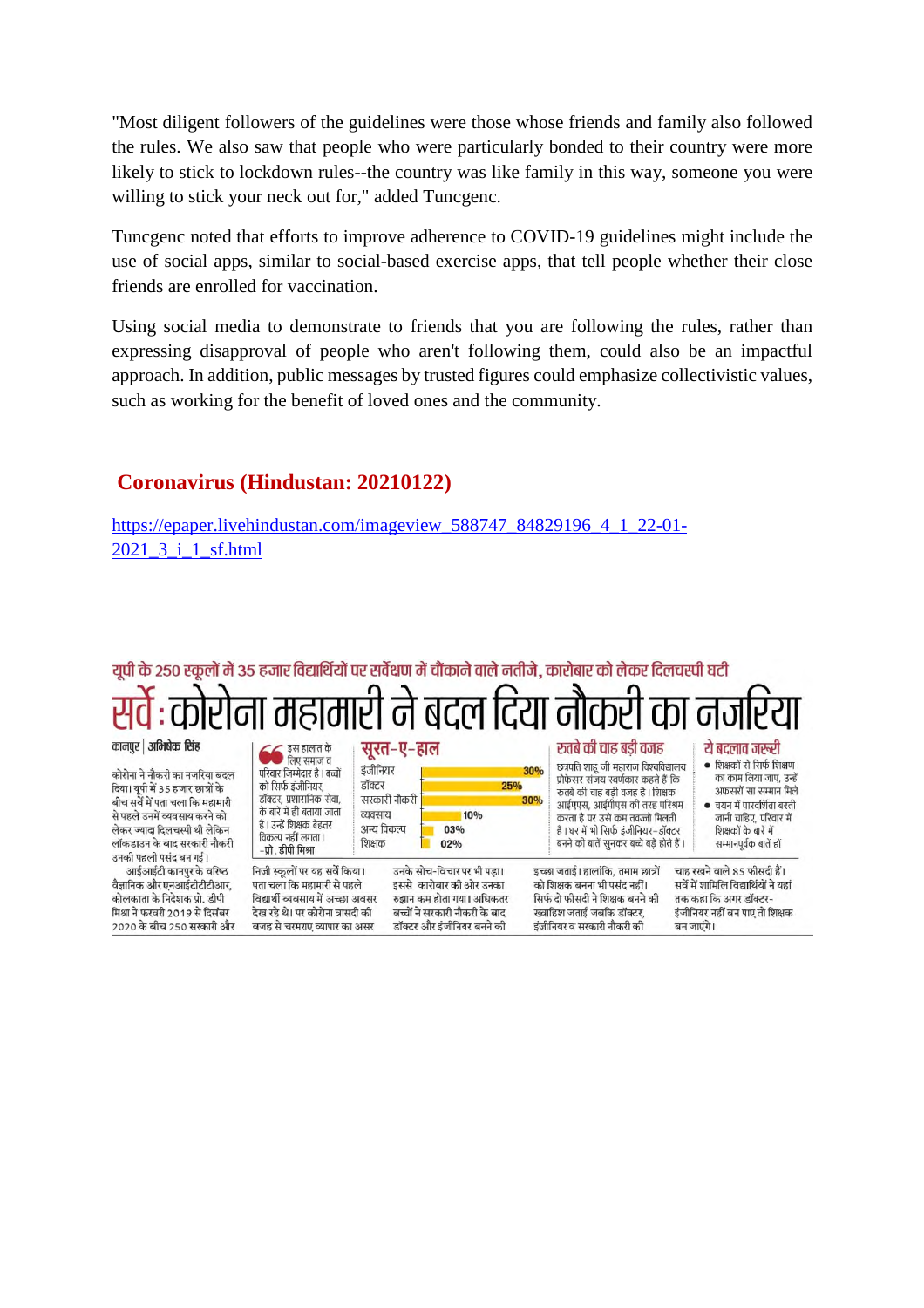"Most diligent followers of the guidelines were those whose friends and family also followed the rules. We also saw that people who were particularly bonded to their country were more likely to stick to lockdown rules--the country was like family in this way, someone you were willing to stick your neck out for," added Tuncgenc.

Tuncgenc noted that efforts to improve adherence to COVID-19 guidelines might include the use of social apps, similar to social-based exercise apps, that tell people whether their close friends are enrolled for vaccination.

Using social media to demonstrate to friends that you are following the rules, rather than expressing disapproval of people who aren't following them, could also be an impactful approach. In addition, public messages by trusted figures could emphasize collectivistic values, such as working for the benefit of loved ones and the community.

## Coronavirus (Hindustan: 20210122)

https://epaper.livehindustan.com/imageview_588747_84829196_4_1_22-01-2021_3_i_1_sf.html

यूपी के 250 स्कूलों में 35 हजार विद्यार्थियों पर सर्वेक्षण में चौंकाने वाले नतीजे, कारोबार को लेकर दिलचस्पी घटी

# सर्वे : कोरोना महामारी ने बदल दिया नौकरी का नजरिया

कानपुर | अभिषेक सिंह

कोरोना ने नौकरी का नजरिया बदल दिया। यूपी में 35 हजार छात्रों के बीच सर्वे में पता चला कि महामारी से पहले उनमें व्यवसाय करने को लेकर ज्यादा दिलचस्पी थी लेकिन लॉकडाउन के बाद सरकारी नौकरी उनकी पहली पसंद बन गई।

आईआईटी कानपुर के वरिष्ठ वैज्ञानिक और एनआईटीटीटीआर, कोलकाता के निदेशक प्रो. डीपी मिश्रा ने फरवरी 2019 से दिसंबर 2020 के बीच 250 सरकारी और निजी स्कूलों पर यह सर्वे किया। पता चला कि महामारी से पहले विद्यार्थी व्यवसाय में अच्छा अवसर देख रहे थे। पर कोरोना त्रासदी की वजह से चरमराए व्यापार का असर उनके सोच-विचार पर भी पड़ा। इससे कारोबार की ओर उनका रुझान कम होता गया। अधिकतर बच्चों ने सरकारी नौकरी के बाद डॉक्टर और इंजीनियर बनने की इच्छा जताई। हालांकि, तमाम छात्रों को शिक्षक बनना भी पसंद नहीं। सिर्फ दो फीसदी ने शिक्षक बनने की ख्वाहिश जताई जबकि डॉक्टर, इंजीनियर व सरकारी नौकरी की चाह रखने वाले 85 फीसदी हैं। सर्वे में शामिल विद्यार्थियों ने यहां तक कहा कि अगर डॉक्टर-इंजीनियर नहीं बन पाए तो शिक्षक बन जाएंगे।

> इस हालात के लिए समाज व परिवार जिम्मेदार है। बच्चों को सिर्फ इंजीनियर, डॉक्टर, प्रशासनिक सेवा, के बारे में ही बताया जाता है। उन्हें शिक्षक बेहतर विकल्प नहीं लगता।
> -प्रो. डीपी मिश्रा

### सूरत-ए-हाल

| | |
|---|---|
| इंजीनियर | 30% |
| डॉक्टर | 25% |
| सरकारी नौकरी | 30% |
| व्यवसाय | 10% |
| अन्य विकल्प | 03% |
| शिक्षक | 02% |

### रुतबे की चाह बड़ी वजह

छत्रपति शाहू जी महाराज विश्वविद्यालय प्रोफेसर संजय स्वर्णकार कहते हैं कि रुतबे की चाह बड़ी वजह है। शिक्षक आईएएस, आईपीएस की तरह परिश्रम करता है पर उसे कम तवज्जो मिलती है। घर में भी सिर्फ इंजीनियर-डॉक्टर बनने की बातें सुनकर बच्चे बड़े होते हैं।

### ये बदलाव जरूरी

- शिक्षकों से सिर्फ शिक्षण का काम लिया जाए, उन्हें अफसरों सा सम्मान मिले
- चयन में पारदर्शिता बरती जानी चाहिए, परिवार में शिक्षकों के बारे में सम्मानपूर्वक बातें हों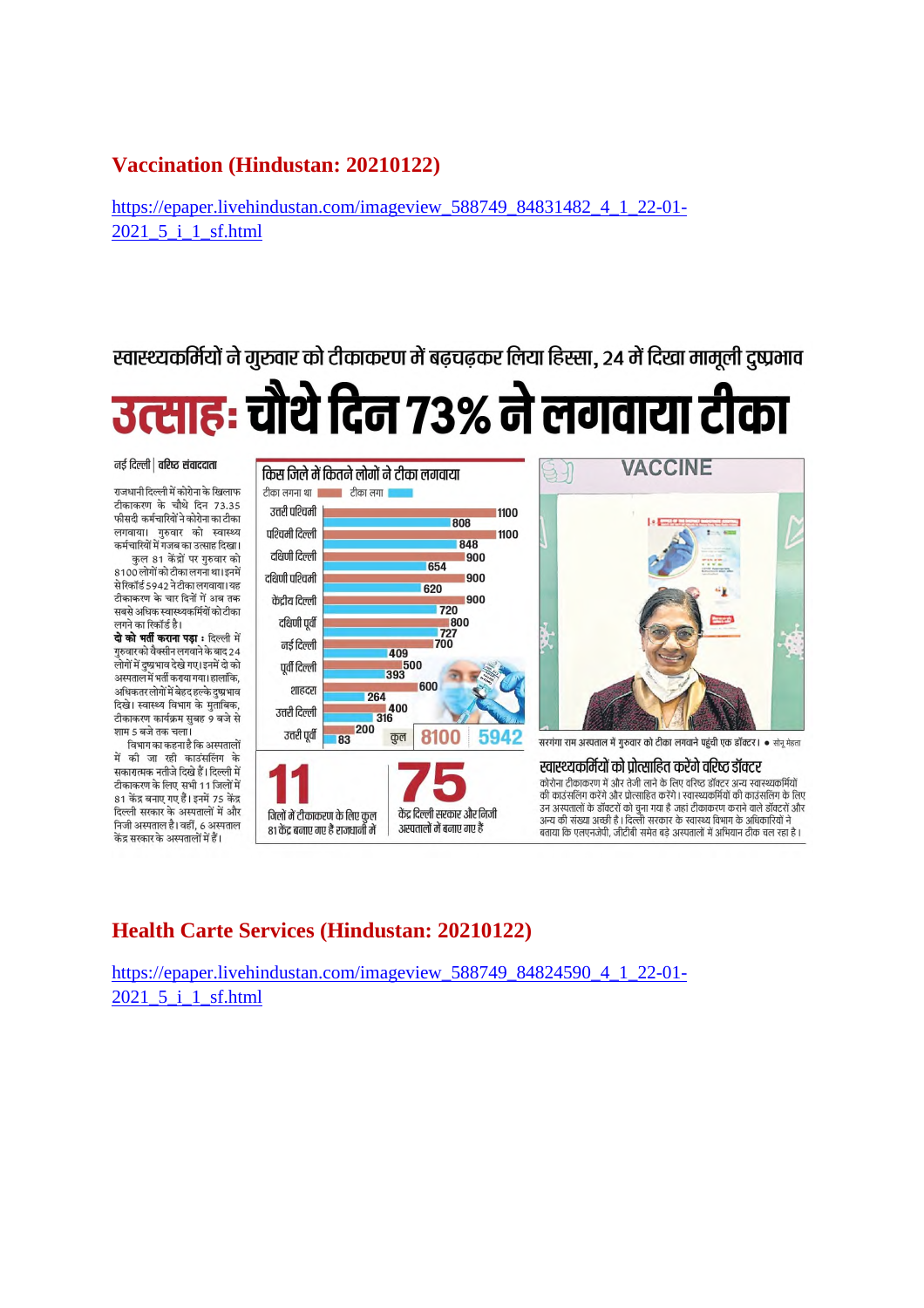## Vaccination (Hindustan: 20210122)

https://epaper.livehindustan.com/imageview_588749_84831482_4_1_22-01-2021_5_i_1_sf.html

स्वास्थ्यकर्मियों ने गुरुवार को टीकाकरण में बढ़चढ़कर लिया हिस्सा, 24 में दिखा मामूली दुष्प्रभाव

# उत्साहः चौथे दिन 73% ने लगवाया टीका

नई दिल्ली | वरिष्ठ संवाददाता

राजधानी दिल्ली में कोरोना के खिलाफ टीकाकरण के चौथे दिन 73.35 फीसदी कर्मचारियों ने कोरोना का टीका लगवाया। गुरुवार को स्वास्थ्य कर्मचारियों में गजब का उत्साह दिखा।

कुल 81 केंद्रों पर गुरुवार को 8100 लोगों को टीका लगना था। इनमें से रिकॉर्ड 5942 ने टीका लगवाया। यह टीकाकरण के चार दिनों में अब तक सबसे अधिक स्वास्थ्यकर्मियों को टीका लगने का रिकॉर्ड है।

**दो को भर्ती कराना पड़ाः** दिल्ली में गुरुवार को वैक्सीन लगवाने के बाद 24 लोगों में दुष्प्रभाव देखे गए। इनमें दो को अस्पताल में भर्ती कराया गया। हालांकि, अधिकतर लोगों में बेहद हल्के दुष्प्रभाव दिखे। स्वास्थ्य विभाग के मुताबिक, टीकाकरण कार्यक्रम सुबह 9 बजे से शाम 5 बजे तक चला।

विभाग का कहना है कि अस्पतालों में की जा रही काउंसलिंग के सकारात्मक नतीजे दिखे हैं। दिल्ली में टीकाकरण के लिए सभी 11 जिलों में 81 केंद्र बनाए गए हैं। इनमें 75 केंद्र दिल्ली सरकार के अस्पतालों में और निजी अस्पताल है। वहीं, 6 अस्पताल केंद्र सरकार के अस्पतालों में हैं।

### किस जिले में कितने लोगों ने टीका लगवाया

| जिला | टीका लगना था | टीका लगा |
|---|---|---|
| उत्तरी पश्चिमी | 1100 | 808 |
| पश्चिमी दिल्ली | 1100 | 848 |
| दक्षिणी दिल्ली | 900 | 654 |
| दक्षिणी पश्चिमी | 900 | 620 |
| केंद्रीय दिल्ली | 900 | 720 |
| दक्षिणी पूर्वी | 800 | 727 |
| नई दिल्ली | 700 | 409 |
| पूर्वी दिल्ली | 500 | 393 |
| शाहदरा | 600 | 264 |
| उत्तरी दिल्ली | 400 | 316 |
| उत्तरी पूर्वी | 200 | 83 |
| कुल | 8100 | 5942 |

**11** जिलों में टीकाकरण के लिए कुल 81 केंद्र बनाए गए हैं राजधानी में

**75** केंद्र दिल्ली सरकार और निजी अस्पतालों में बनाए गए हैं

VACCINE

सरगंगा राम अस्पताल में गुरुवार को टीका लगवाने पहुंची एक डॉक्टर। ● सोनू मेहता

### स्वास्थ्यकर्मियों को प्रोत्साहित करेंगे वरिष्ठ डॉक्टर

कोरोना टीकाकरण में और तेजी लाने के लिए वरिष्ठ डॉक्टर अन्य स्वास्थ्यकर्मियों की काउंसलिंग करेंगे और प्रोत्साहित करेंगे। स्वास्थ्यकर्मियों की काउंसलिंग के लिए उन अस्पतालों के डॉक्टरों को चुना गया है जहां टीकाकरण कराने वाले डॉक्टरों और अन्य की संख्या अच्छी है। दिल्ली सरकार के स्वास्थ्य विभाग के अधिकारियों ने बताया कि एलएनजेपी, जीटीबी समेत बड़े अस्पतालों में अभियान ठीक चल रहा है।

## Health Carte Services (Hindustan: 20210122)

https://epaper.livehindustan.com/imageview_588749_84824590_4_1_22-01-2021_5_i_1_sf.html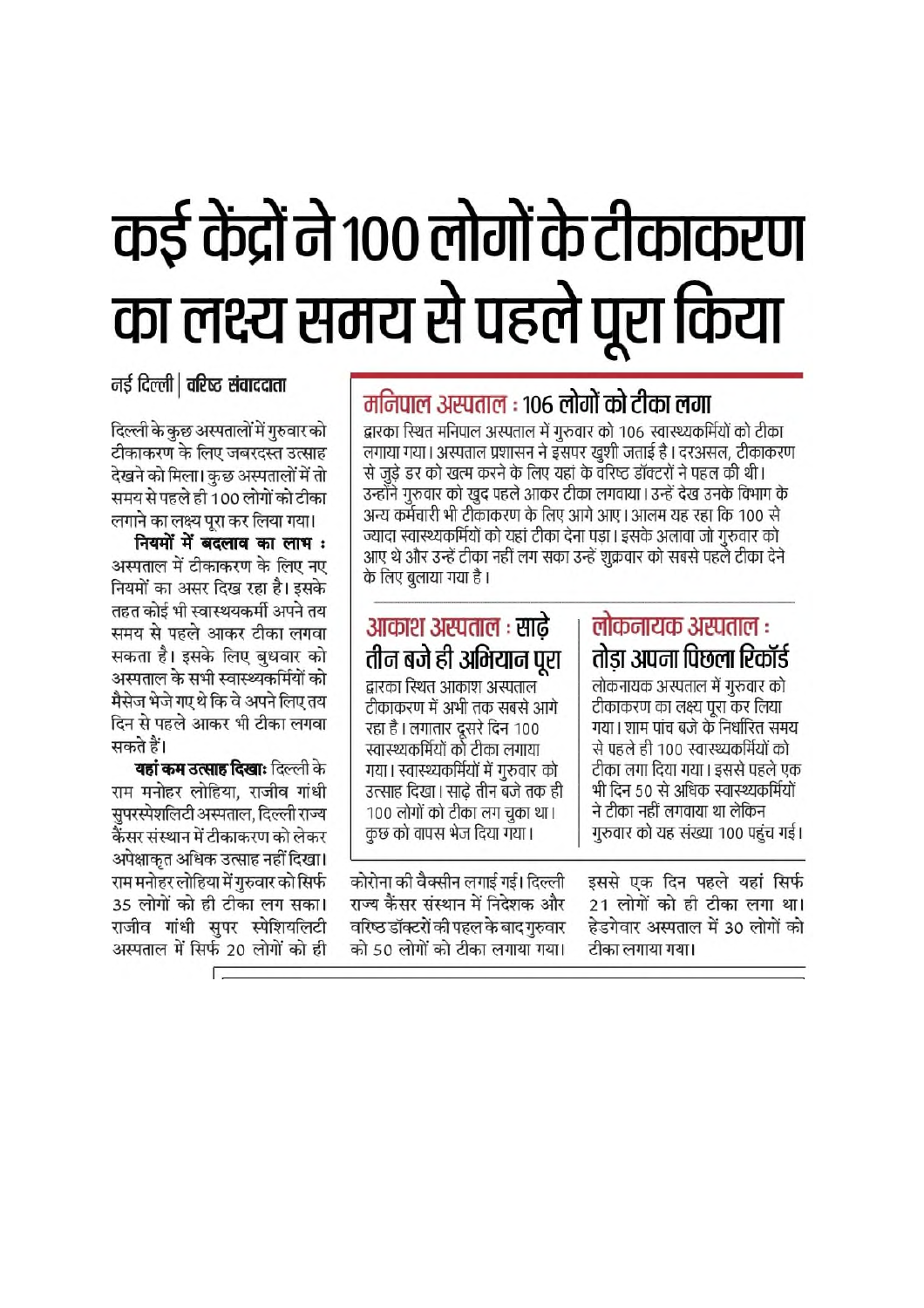# कई केंद्रों ने 100 लोगों के टीकाकरण का लक्ष्य समय से पहले पूरा किया

नई दिल्ली | **वरिष्ठ संवाददाता**

दिल्ली के कुछ अस्पतालों में गुरुवार को टीकाकरण के लिए जबरदस्त उत्साह देखने को मिला। कुछ अस्पतालों में तो समय से पहले ही 100 लोगों को टीका लगाने का लक्ष्य पूरा कर लिया गया।

**नियमों में बदलाव का लाभ :** अस्पताल में टीकाकरण के लिए नए नियमों का असर दिख रहा है। इसके तहत कोई भी स्वास्थ्यकर्मी अपने तय समय से पहले आकर टीका लगवा सकता है। इसके लिए बुधवार को अस्पताल के सभी स्वास्थ्यकर्मियों को मैसेज भेजे गए थे कि वे अपने लिए तय दिन से पहले आकर भी टीका लगवा सकते हैं।

**यहां कम उत्साह दिखा:** दिल्ली के राम मनोहर लोहिया, राजीव गांधी सुपरस्पेशलिटी अस्पताल, दिल्ली राज्य कैंसर संस्थान में टीकाकरण को लेकर अपेक्षाकृत अधिक उत्साह नहीं दिखा। राम मनोहर लोहिया में गुरुवार को सिर्फ 35 लोगों को ही टीका लग सका। राजीव गांधी सुपर स्पेशियलिटी अस्पताल में सिर्फ 20 लोगों को ही कोरोना की वैक्सीन लगाई गई। दिल्ली राज्य कैंसर संस्थान में निदेशक और वरिष्ठ डॉक्टरों की पहल के बाद गुरुवार को 50 लोगों को टीका लगाया गया। इससे एक दिन पहले यहां सिर्फ 21 लोगों को ही टीका लगा था। हेडगेवार अस्पताल में 30 लोगों को टीका लगाया गया।

## मनिपाल अस्पताल : 106 लोगों को टीका लगा

द्वारका स्थित मनिपाल अस्पताल में गुरुवार को 106 स्वास्थ्यकर्मियों को टीका लगाया गया। अस्पताल प्रशासन ने इसपर खुशी जताई है। दरअसल, टीकाकरण से जुड़े डर को खत्म करने के लिए यहां के वरिष्ठ डॉक्टरों ने पहल की थी। उन्होंने गुरुवार को खुद पहले आकर टीका लगवाया। उन्हें देख उनके विभाग के अन्य कर्मचारी भी टीकाकरण के लिए आगे आए। आलम यह रहा कि 100 से ज्यादा स्वास्थ्यकर्मियों को यहां टीका देना पड़ा। इसके अलावा जो गुरुवार को आए थे और उन्हें टीका नहीं लग सका उन्हें शुक्रवार को सबसे पहले टीका देने के लिए बुलाया गया है।

## आकाश अस्पताल : साढ़े तीन बजे ही अभियान पूरा

द्वारका स्थित आकाश अस्पताल टीकाकरण में अभी तक सबसे आगे रहा है। लगातार दूसरे दिन 100 स्वास्थ्यकर्मियों को टीका लगाया गया। स्वास्थ्यकर्मियों में गुरुवार को उत्साह दिखा। साढ़े तीन बजे तक ही 100 लोगों को टीका लग चुका था। कुछ को वापस भेज दिया गया।

## लोकनायक अस्पताल : तोड़ा अपना पिछला रिकॉर्ड

लोकनायक अस्पताल में गुरुवार को टीकाकरण का लक्ष्य पूरा कर लिया गया। शाम पांच बजे के निर्धारित समय से पहले ही 100 स्वास्थ्यकर्मियों को टीका लगा दिया गया। इससे पहले एक भी दिन 50 से अधिक स्वास्थ्यकर्मियों ने टीका नहीं लगवाया था लेकिन गुरुवार को यह संख्या 100 पहुंच गई।